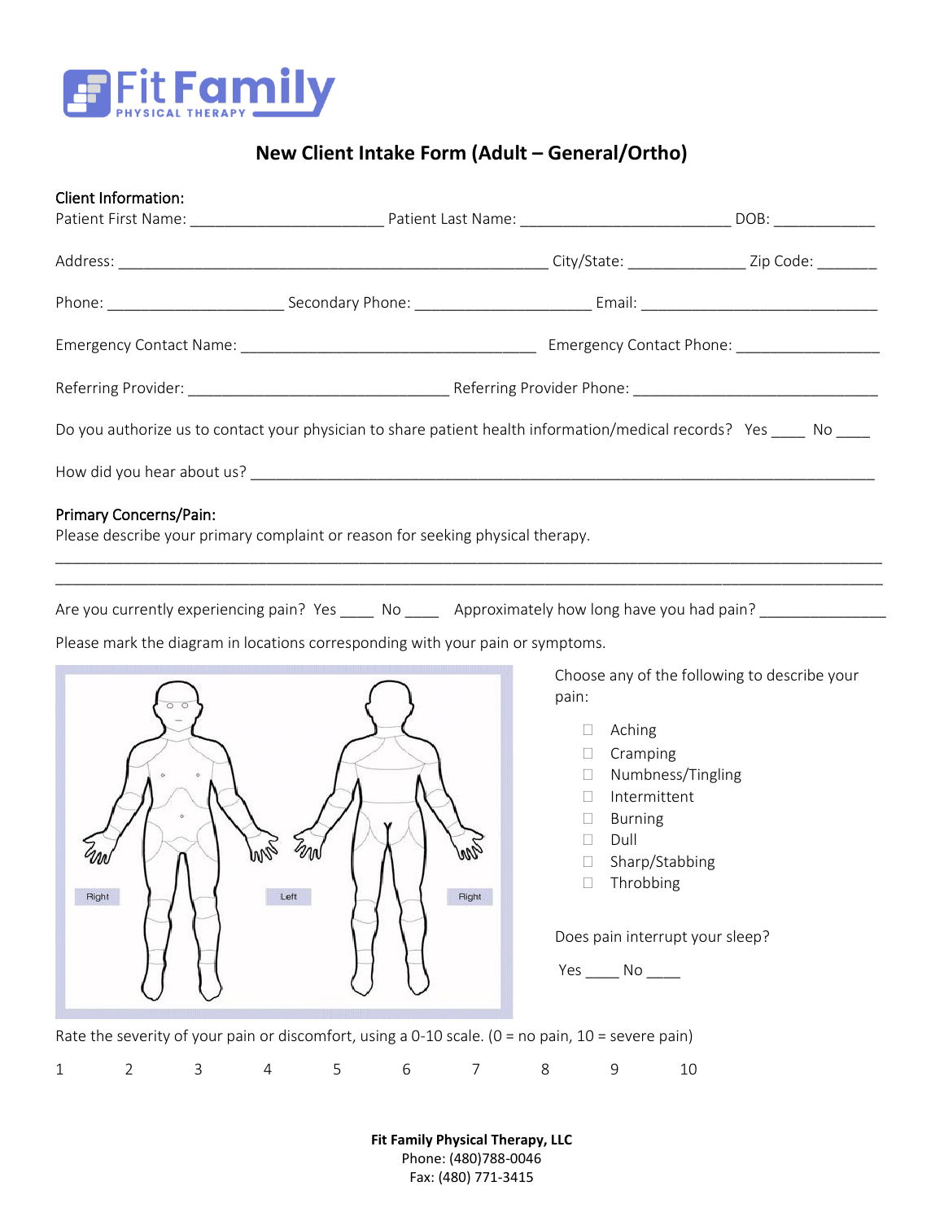Fit Family PHYSICAL THERAPY

# New Client Intake Form (Adult – General/Ortho)

**Client Information:**

Patient First Name: ______________________ Patient Last Name: ________________________ DOB: ____________

Address: __________________________________________________ City/State: _____________ Zip Code: _______

Phone: ____________________ Secondary Phone: ____________________ Email: ____________________________

Emergency Contact Name: __________________________________ Emergency Contact Phone: ________________

Referring Provider: ______________________________ Referring Provider Phone: _____________________________

Do you authorize us to contact your physician to share patient health information/medical records? Yes ____ No ____

How did you hear about us? _________________________________________________________________________

**Primary Concerns/Pain:**

Please describe your primary complaint or reason for seeking physical therapy.

______________________________________________________________________________________________

______________________________________________________________________________________________

Are you currently experiencing pain? Yes ____ No ____ Approximately how long have you had pain? _______________

Please mark the diagram in locations corresponding with your pain or symptoms.

Right Left Right

Choose any of the following to describe your pain:

- ☐ Aching
- ☐ Cramping
- ☐ Numbness/Tingling
- ☐ Intermittent
- ☐ Burning
- ☐ Dull
- ☐ Sharp/Stabbing
- ☐ Throbbing

Does pain interrupt your sleep?

Yes ____ No ____

Rate the severity of your pain or discomfort, using a 0-10 scale. (0 = no pain, 10 = severe pain)

1 2 3 4 5 6 7 8 9 10

**Fit Family Physical Therapy, LLC**
Phone: (480)788-0046
Fax: (480) 771-3415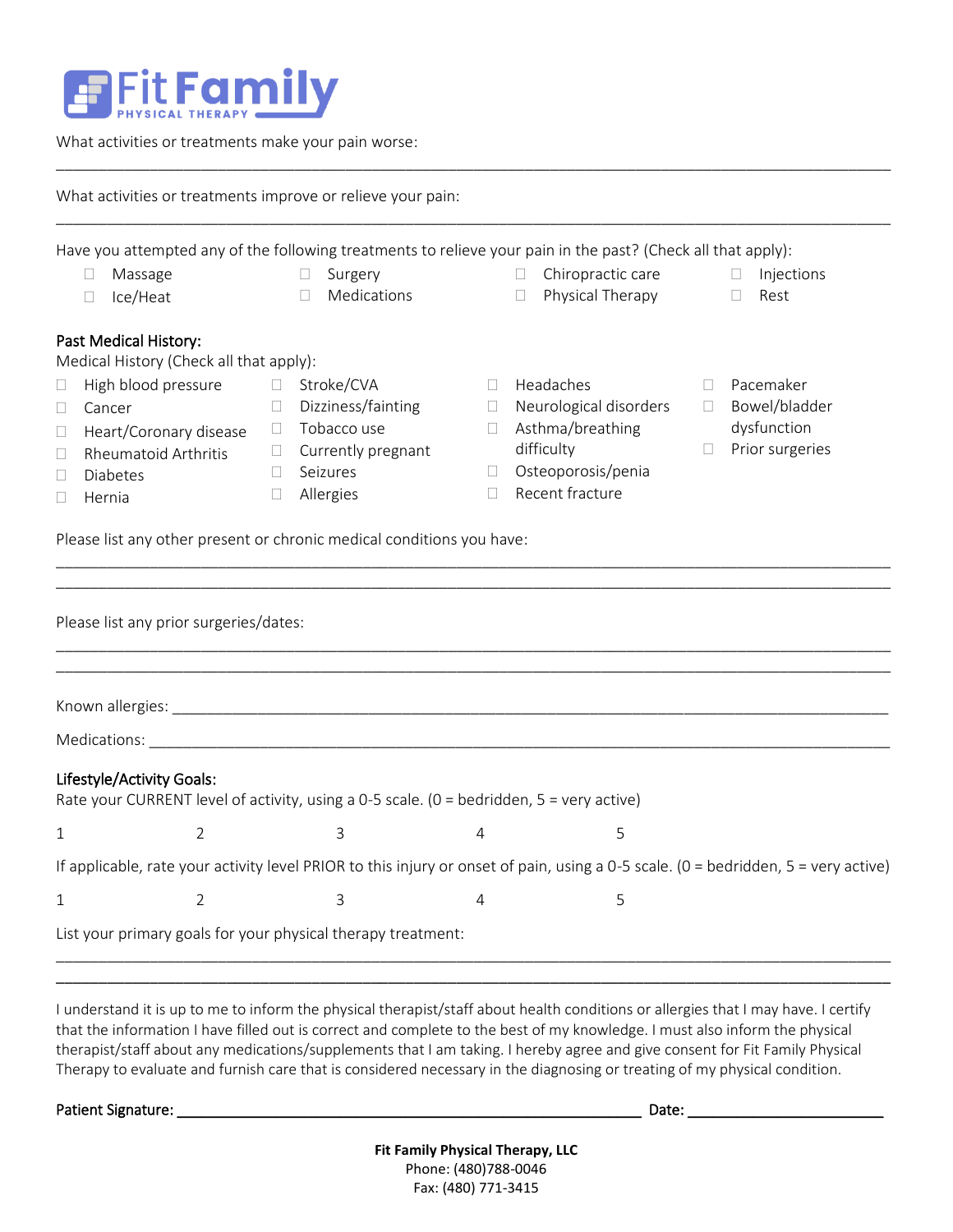Fit Family PHYSICAL THERAPY

What activities or treatments make your pain worse:

___

What activities or treatments improve or relieve your pain:

___

Have you attempted any of the following treatments to relieve your pain in the past? (Check all that apply):

- ☐ Massage
- ☐ Ice/Heat
- ☐ Surgery
- ☐ Medications
- ☐ Chiropractic care
- ☐ Physical Therapy
- ☐ Injections
- ☐ Rest

## Past Medical History:

Medical History (Check all that apply):

- ☐ High blood pressure
- ☐ Cancer
- ☐ Heart/Coronary disease
- ☐ Rheumatoid Arthritis
- ☐ Diabetes
- ☐ Hernia
- ☐ Stroke/CVA
- ☐ Dizziness/fainting
- ☐ Tobacco use
- ☐ Currently pregnant
- ☐ Seizures
- ☐ Allergies
- ☐ Headaches
- ☐ Neurological disorders
- ☐ Asthma/breathing difficulty
- ☐ Osteoporosis/penia
- ☐ Recent fracture
- ☐ Pacemaker
- ☐ Bowel/bladder dysfunction
- ☐ Prior surgeries

Please list any other present or chronic medical conditions you have:

___

___

Please list any prior surgeries/dates:

___

___

Known allergies: ___

Medications: ___

## Lifestyle/Activity Goals:

Rate your CURRENT level of activity, using a 0-5 scale. (0 = bedridden, 5 = very active)

1 2 3 4 5

If applicable, rate your activity level PRIOR to this injury or onset of pain, using a 0-5 scale. (0 = bedridden, 5 = very active)

1 2 3 4 5

List your primary goals for your physical therapy treatment:

___

___

I understand it is up to me to inform the physical therapist/staff about health conditions or allergies that I may have. I certify that the information I have filled out is correct and complete to the best of my knowledge. I must also inform the physical therapist/staff about any medications/supplements that I am taking. I hereby agree and give consent for Fit Family Physical Therapy to evaluate and furnish care that is considered necessary in the diagnosing or treating of my physical condition.

**Patient Signature:** ___ **Date:** ___

**Fit Family Physical Therapy, LLC**
Phone: (480)788-0046
Fax: (480) 771-3415